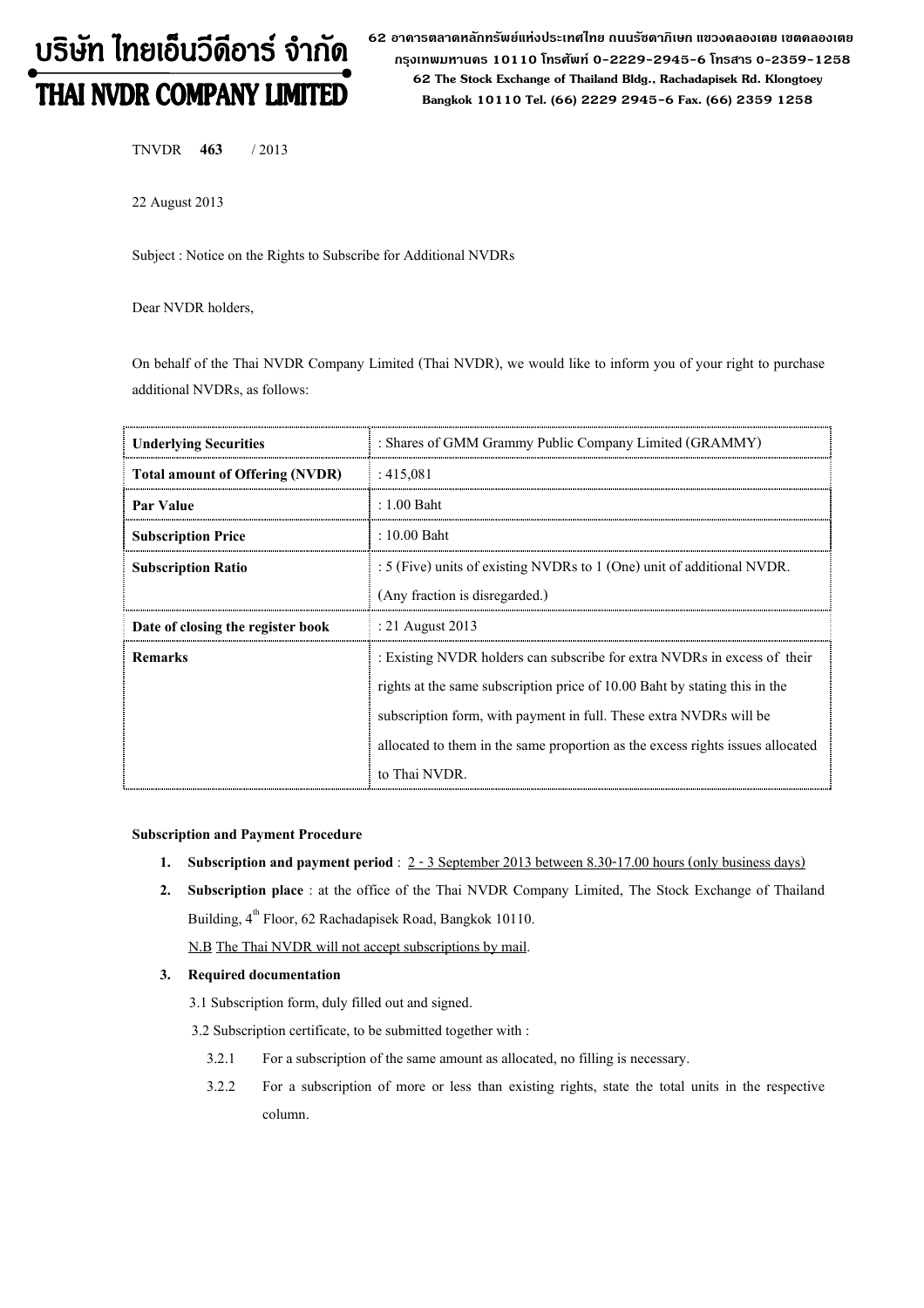# บริษัท ไทยเอ็นวีดีอาร์ จำกัด
# THAI NVDR COMPANY LIMITED

62 อาคารตลาดหลักทรัพย์แห่งประเทศไทย ถนนรัชดาภิเษก แขวงคลองเตย เขตคลองเตย กรุงเทพมหานคร 10110 โทรศัพท์ 0-2229-2945-6 โทรสาร 0-2359-1258
62 The Stock Exchange of Thailand Bldg., Rachadapisek Rd. Klongtoey Bangkok 10110 Tel. (66) 2229 2945-6 Fax. (66) 2359 1258

TNVDR **463** / 2013

22 August 2013

Subject : Notice on the Rights to Subscribe for Additional NVDRs

Dear NVDR holders,

On behalf of the Thai NVDR Company Limited (Thai NVDR), we would like to inform you of your right to purchase additional NVDRs, as follows:

| | |
|---|---|
| **Underlying Securities** | : Shares of GMM Grammy Public Company Limited (GRAMMY) |
| **Total amount of Offering (NVDR)** | : 415,081 |
| **Par Value** | : 1.00 Baht |
| **Subscription Price** | : 10.00 Baht |
| **Subscription Ratio** | : 5 (Five) units of existing NVDRs to 1 (One) unit of additional NVDR. (Any fraction is disregarded.) |
| **Date of closing the register book** | : 21 August 2013 |
| **Remarks** | : Existing NVDR holders can subscribe for extra NVDRs in excess of their rights at the same subscription price of 10.00 Baht by stating this in the subscription form, with payment in full. These extra NVDRs will be allocated to them in the same proportion as the excess rights issues allocated to Thai NVDR. |

**Subscription and Payment Procedure**

1. **Subscription and payment period** : 2 - 3 September 2013 between 8.30-17.00 hours (only business days)
2. **Subscription place** : at the office of the Thai NVDR Company Limited, The Stock Exchange of Thailand Building, 4th Floor, 62 Rachadapisek Road, Bangkok 10110.

   N.B The Thai NVDR will not accept subscriptions by mail.

3. **Required documentation**

   3.1 Subscription form, duly filled out and signed.

   3.2 Subscription certificate, to be submitted together with :

   3.2.1 For a subscription of the same amount as allocated, no filling is necessary.

   3.2.2 For a subscription of more or less than existing rights, state the total units in the respective column.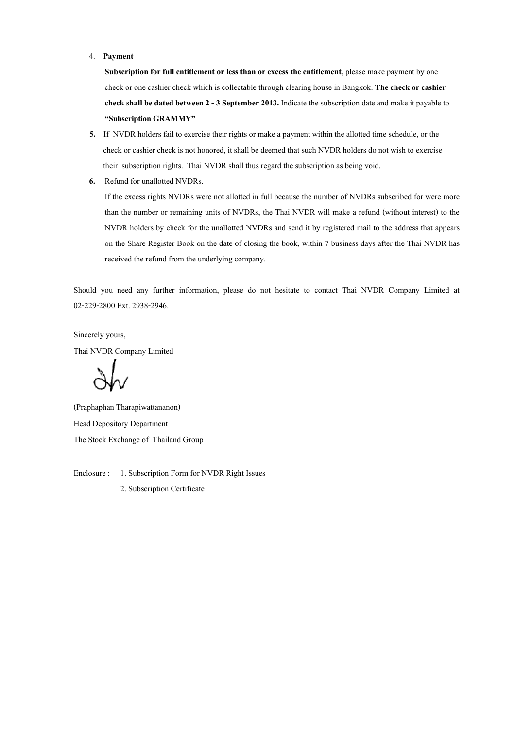4. **Payment**

   **Subscription for full entitlement or less than or excess the entitlement**, please make payment by one check or one cashier check which is collectable through clearing house in Bangkok. **The check or cashier check shall be dated between 2 - 3 September 2013.** Indicate the subscription date and make it payable to **<u>"Subscription GRAMMY"</u>**

5. If NVDR holders fail to exercise their rights or make a payment within the allotted time schedule, or the check or cashier check is not honored, it shall be deemed that such NVDR holders do not wish to exercise their subscription rights. Thai NVDR shall thus regard the subscription as being void.

6. Refund for unallotted NVDRs.

   If the excess rights NVDRs were not allotted in full because the number of NVDRs subscribed for were more than the number or remaining units of NVDRs, the Thai NVDR will make a refund (without interest) to the NVDR holders by check for the unallotted NVDRs and send it by registered mail to the address that appears on the Share Register Book on the date of closing the book, within 7 business days after the Thai NVDR has received the refund from the underlying company.

Should you need any further information, please do not hesitate to contact Thai NVDR Company Limited at 02-229-2800 Ext. 2938-2946.

Sincerely yours,

Thai NVDR Company Limited

(Praphaphan Tharapiwattananon)

Head Depository Department

The Stock Exchange of Thailand Group

Enclosure : 1. Subscription Form for NVDR Right Issues

2. Subscription Certificate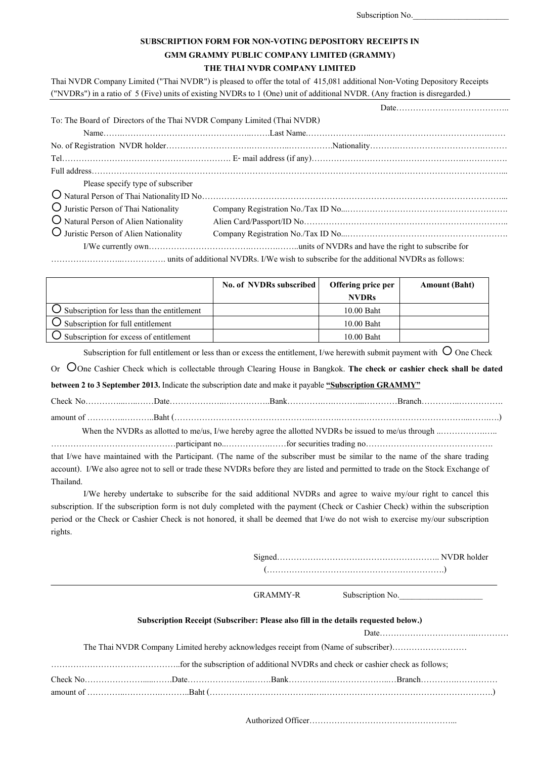Subscription No.______________________

**SUBSCRIPTION FORM FOR NON-VOTING DEPOSITORY RECEIPTS IN**
**GMM GRAMMY PUBLIC COMPANY LIMITED (GRAMMY)**
**THE THAI NVDR COMPANY LIMITED**

Thai NVDR Company Limited ("Thai NVDR") is pleased to offer the total of 415,081 additional Non-Voting Depository Receipts ("NVDRs") in a ratio of 5 (Five) units of existing NVDRs to 1 (One) unit of additional NVDR. (Any fraction is disregarded.)

Date…………………………………..

To: The Board of Directors of the Thai NVDR Company Limited (Thai NVDR)

Name…………………………………………………….Last Name.……………………………………………………………

No. of Registration NVDR holder…………………………………………………….Nationality……………………………………………

Tel……………………………………………………. E- mail address (if any)…………………………………………………………………

Full address………………………………………………………………………………………………………………………………………...

Please specify type of subscriber

○ Natural Person of Thai Nationality ID No……………………………………………………………………………………………………...

○ Juristic Person of Thai Nationality Company Registration No./Tax ID No...………………………………………………………….

○ Natural Person of Alien Nationality Alien Card/Passport/ID No………………………………………………………………………..

○ Juristic Person of Alien Nationality Company Registration No./Tax ID No...………………………………………………………….

I/We currently own…………………………………………………..units of NVDRs and have the right to subscribe for ………………………………………. units of additional NVDRs. I/We wish to subscribe for the additional NVDRs as follows:

| | No. of NVDRs subscribed | Offering price per NVDRs | Amount (Baht) |
|---|---|---|---|
| ○ Subscription for less than the entitlement | | 10.00 Baht | |
| ○ Subscription for full entitlement | | 10.00 Baht | |
| ○ Subscription for excess of entitlement | | 10.00 Baht | |

Subscription for full entitlement or less than or excess the entitlement, I/we herewith submit payment with ○ One Check Or ○One Cashier Check which is collectable through Clearing House in Bangkok. **The check or cashier check shall be dated between 2 to 3 September 2013.** Indicate the subscription date and make it payable **"Subscription GRAMMY"**

Check No……………………Date…………………………………Bank……………………………………Branch………………………….

amount of ……………………..Baht (………………………………………………………………………………………………………………)

When the NVDRs as allotted to me/us, I/we hereby agree the allotted NVDRs be issued to me/us through ………………………. ………………………………………participant no…………………for securities trading no………………………………………. that I/we have maintained with the Participant. (The name of the subscriber must be similar to the name of the share trading account). I/We also agree not to sell or trade these NVDRs before they are listed and permitted to trade on the Stock Exchange of Thailand.

I/We hereby undertake to subscribe for the said additional NVDRs and agree to waive my/our right to cancel this subscription. If the subscription form is not duly completed with the payment (Check or Cashier Check) within the subscription period or the Check or Cashier Check is not honored, it shall be deemed that I/we do not wish to exercise my/our subscription rights.

Signed…………………………………………………….. NVDR holder

(……………………………………………………….)

---

GRAMMY-R Subscription No.___________________

**Subscription Receipt (Subscriber: Please also fill in the details requested below.)**

Date……………………………………………

The Thai NVDR Company Limited hereby acknowledges receipt from (Name of subscriber)……………………… ………………………………………..for the subscription of additional NVDRs and check or cashier check as follows;

Check No……………………………Date………………………………Bank……………………………………Branch…………………………

amount of ………………………………..Baht (……………………………………………………………………………………………………)

Authorized Officer……………………………………………...